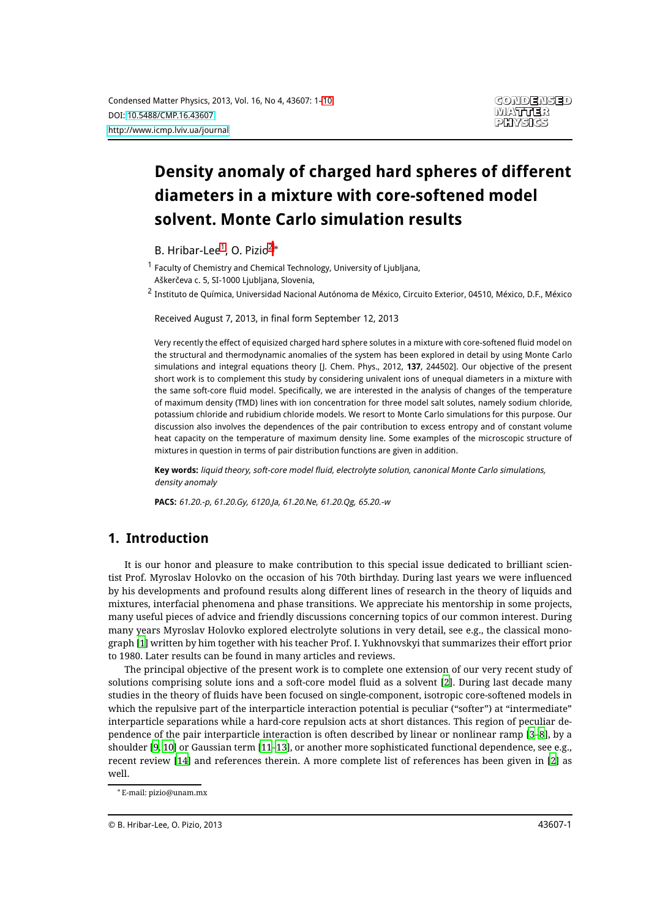# Density anomaly of charged hard spheres of different diameters in a mixture with core-softened model solvent. Monte Carlo simulation results

B. Hribar-Lee[1], O. Pizio[2]*

[1] Faculty of Chemistry and Chemical Technology, University of Ljubljana, Aškerčeva c. 5, SI-1000 Ljubljana, Slovenia,

[2] Instituto de Química, Universidad Nacional Autónoma de México, Circuito Exterior, 04510, México, D.F., México

Received August 7, 2013, in final form September 12, 2013

Very recently the effect of equisized charged hard sphere solutes in a mixture with core-softened fluid model on the structural and thermodynamic anomalies of the system has been explored in detail by using Monte Carlo simulations and integral equations theory [J. Chem. Phys., 2012, **137**, 244502]. Our objective of the present short work is to complement this study by considering univalent ions of unequal diameters in a mixture with the same soft-core fluid model. Specifically, we are interested in the analysis of changes of the temperature of maximum density (TMD) lines with ion concentration for three model salt solutes, namely sodium chloride, potassium chloride and rubidium chloride models. We resort to Monte Carlo simulations for this purpose. Our discussion also involves the dependences of the pair contribution to excess entropy and of constant volume heat capacity on the temperature of maximum density line. Some examples of the microscopic structure of mixtures in question in terms of pair distribution functions are given in addition.

**Key words:** *liquid theory, soft-core model fluid, electrolyte solution, canonical Monte Carlo simulations, density anomaly*

**PACS:** *61.20.-p, 61.20.Gy, 6120.Ja, 61.20.Ne, 61.20.Qg, 65.20.-w*

## 1. Introduction

It is our honor and pleasure to make contribution to this special issue dedicated to brilliant scientist Prof. Myroslav Holovko on the occasion of his 70th birthday. During last years we were influenced by his developments and profound results along different lines of research in the theory of liquids and mixtures, interfacial phenomena and phase transitions. We appreciate his mentorship in some projects, many useful pieces of advice and friendly discussions concerning topics of our common interest. During many years Myroslav Holovko explored electrolyte solutions in very detail, see e.g., the classical monograph [1] written by him together with his teacher Prof. I. Yukhnovskyi that summarizes their effort prior to 1980. Later results can be found in many articles and reviews.

The principal objective of the present work is to complete one extension of our very recent study of solutions comprising solute ions and a soft-core model fluid as a solvent [2]. During last decade many studies in the theory of fluids have been focused on single-component, isotropic core-softened models in which the repulsive part of the interparticle interaction potential is peculiar ("softer") at "intermediate" interparticle separations while a hard-core repulsion acts at short distances. This region of peculiar dependence of the pair interparticle interaction is often described by linear or nonlinear ramp [3–8], by a shoulder [9, 10] or Gaussian term [11–13], or another more sophisticated functional dependence, see e.g., recent review [14] and references therein. A more complete list of references has been given in [2] as well.

* E-mail: pizio@unam.mx

© B. Hribar-Lee, O. Pizio, 2013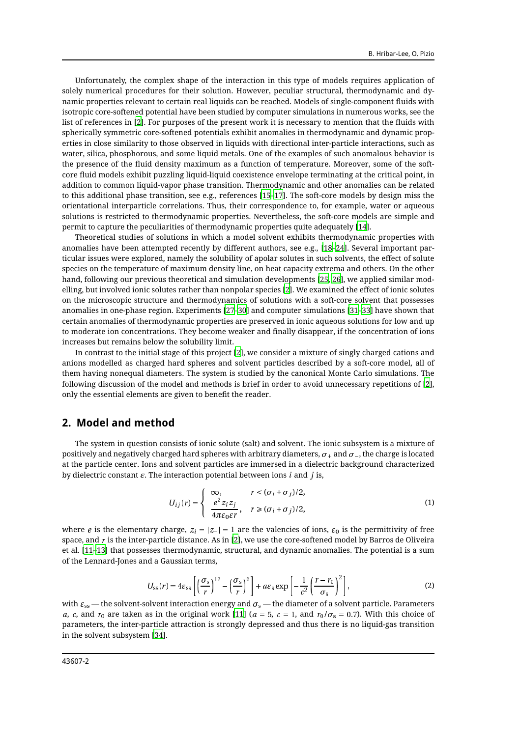Unfortunately, the complex shape of the interaction in this type of models requires application of solely numerical procedures for their solution. However, peculiar structural, thermodynamic and dynamic properties relevant to certain real liquids can be reached. Models of single-component fluids with isotropic core-softened potential have been studied by computer simulations in numerous works, see the list of references in [2]. For purposes of the present work it is necessary to mention that the fluids with spherically symmetric core-softened potentials exhibit anomalies in thermodynamic and dynamic properties in close similarity to those observed in liquids with directional inter-particle interactions, such as water, silica, phosphorous, and some liquid metals. One of the examples of such anomalous behavior is the presence of the fluid density maximum as a function of temperature. Moreover, some of the soft-core fluid models exhibit puzzling liquid-liquid coexistence envelope terminating at the critical point, in addition to common liquid-vapor phase transition. Thermodynamic and other anomalies can be related to this additional phase transition, see e.g., references [15–17]. The soft-core models by design miss the orientational interparticle correlations. Thus, their correspondence to, for example, water or aqueous solutions is restricted to thermodynamic properties. Nevertheless, the soft-core models are simple and permit to capture the peculiarities of thermodynamic properties quite adequately [14].

Theoretical studies of solutions in which a model solvent exhibits thermodynamic properties with anomalies have been attempted recently by different authors, see e.g., [18–24]. Several important particular issues were explored, namely the solubility of apolar solutes in such solvents, the effect of solute species on the temperature of maximum density line, on heat capacity extrema and others. On the other hand, following our previous theoretical and simulation developments [25, 26], we applied similar modelling, but involved ionic solutes rather than nonpolar species [2]. We examined the effect of ionic solutes on the microscopic structure and thermodynamics of solutions with a soft-core solvent that possesses anomalies in one-phase region. Experiments [27–30] and computer simulations [31–33] have shown that certain anomalies of thermodynamic properties are preserved in ionic aqueous solutions for low and up to moderate ion concentrations. They become weaker and finally disappear, if the concentration of ions increases but remains below the solubility limit.

In contrast to the initial stage of this project [2], we consider a mixture of singly charged cations and anions modelled as charged hard spheres and solvent particles described by a soft-core model, all of them having nonequal diameters. The system is studied by the canonical Monte Carlo simulations. The following discussion of the model and methods is brief in order to avoid unnecessary repetitions of [2], only the essential elements are given to benefit the reader.

## 2. Model and method

The system in question consists of ionic solute (salt) and solvent. The ionic subsystem is a mixture of positively and negatively charged hard spheres with arbitrary diameters, $\sigma_+$ and $\sigma_-$, the charge is located at the particle center. Ions and solvent particles are immersed in a dielectric background characterized by dielectric constant $\varepsilon$. The interaction potential between ions $i$ and $j$ is,

$$U_{ij}(r) = \begin{cases} \infty, & r < (\sigma_i + \sigma_j)/2, \\ \dfrac{e^2 z_i z_j}{4\pi\varepsilon_0\varepsilon r}, & r \geqslant (\sigma_i + \sigma_j)/2, \end{cases} \tag{1}$$

where $e$ is the elementary charge, $z_i = |z_-| = 1$ are the valencies of ions, $\varepsilon_0$ is the permittivity of free space, and $r$ is the inter-particle distance. As in [2], we use the core-softened model by Barros de Oliveira et al. [11–13] that possesses thermodynamic, structural, and dynamic anomalies. The potential is a sum of the Lennard-Jones and a Gaussian terms,

$$U_{\text{ss}}(r) = 4\varepsilon_{\text{ss}}\left[\left(\frac{\sigma_{\text{s}}}{r}\right)^{12} - \left(\frac{\sigma_{\text{s}}}{r}\right)^{6}\right] + a\varepsilon_{\text{s}}\exp\left[-\frac{1}{c^2}\left(\frac{r - r_0}{\sigma_{\text{s}}}\right)^2\right], \tag{2}$$

with $\varepsilon_{\text{ss}}$ — the solvent-solvent interaction energy and $\sigma_{\text{s}}$ — the diameter of a solvent particle. Parameters $a$, $c$, and $r_0$ are taken as in the original work [11] ($a = 5$, $c = 1$, and $r_0/\sigma_{\text{s}} = 0.7$). With this choice of parameters, the inter-particle attraction is strongly depressed and thus there is no liquid-gas transition in the solvent subsystem [34].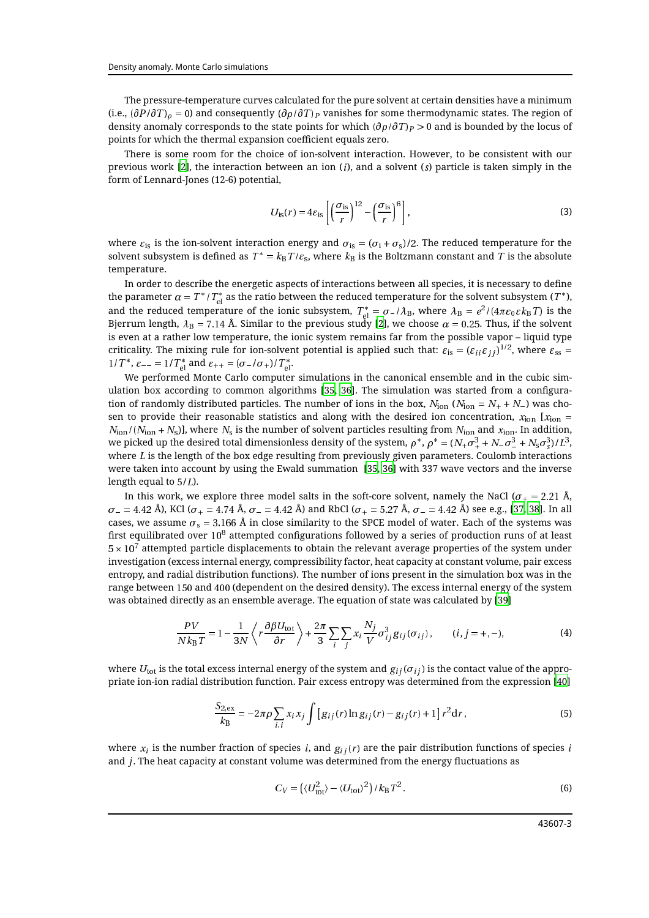The pressure-temperature curves calculated for the pure solvent at certain densities have a minimum (i.e., $(\partial P/\partial T)_\rho = 0$) and consequently $(\partial \rho/\partial T)_P$ vanishes for some thermodynamic states. The region of density anomaly corresponds to the state points for which $(\partial \rho/\partial T)_P > 0$ and is bounded by the locus of points for which the thermal expansion coefficient equals zero.

There is some room for the choice of ion-solvent interaction. However, to be consistent with our previous work [2], the interaction between an ion ($i$), and a solvent ($s$) particle is taken simply in the form of Lennard-Jones (12-6) potential,

$$U_{\mathrm{is}}(r) = 4\varepsilon_{\mathrm{is}}\left[\left(\frac{\sigma_{\mathrm{is}}}{r}\right)^{12} - \left(\frac{\sigma_{\mathrm{is}}}{r}\right)^{6}\right], \tag{3}$$

where $\varepsilon_{\mathrm{is}}$ is the ion-solvent interaction energy and $\sigma_{\mathrm{is}} = (\sigma_{\mathrm{i}} + \sigma_{\mathrm{s}})/2$. The reduced temperature for the solvent subsystem is defined as $T^* = k_{\mathrm{B}}T/\varepsilon_{\mathrm{s}}$, where $k_{\mathrm{B}}$ is the Boltzmann constant and $T$ is the absolute temperature.

In order to describe the energetic aspects of interactions between all species, it is necessary to define the parameter $\alpha = T^*/T^*_{\mathrm{el}}$ as the ratio between the reduced temperature for the solvent subsystem ($T^*$), and the reduced temperature of the ionic subsystem, $T^*_{\mathrm{el}} = \sigma_-/\lambda_{\mathrm{B}}$, where $\lambda_{\mathrm{B}} = e^2/(4\pi\varepsilon_0\varepsilon k_{\mathrm{B}}T)$ is the Bjerrum length, $\lambda_{\mathrm{B}} = 7.14$ Å. Similar to the previous study [2], we choose $\alpha = 0.25$. Thus, if the solvent is even at a rather low temperature, the ionic system remains far from the possible vapor – liquid type criticality. The mixing rule for ion-solvent potential is applied such that: $\varepsilon_{\mathrm{is}} = (\varepsilon_{ii}\varepsilon_{jj})^{1/2}$, where $\varepsilon_{\mathrm{ss}} = 1/T^*$, $\varepsilon_{--} = 1/T^*_{\mathrm{el}}$ and $\varepsilon_{++} = (\sigma_-/\sigma_+)/T^*_{\mathrm{el}}$.

We performed Monte Carlo computer simulations in the canonical ensemble and in the cubic simulation box according to common algorithms [35, 36]. The simulation was started from a configuration of randomly distributed particles. The number of ions in the box, $N_{\mathrm{ion}}$ ($N_{\mathrm{ion}} = N_+ + N_-$) was chosen to provide their reasonable statistics and along with the desired ion concentration, $x_{\mathrm{ion}}$ [$x_{\mathrm{ion}} = N_{\mathrm{ion}}/(N_{\mathrm{ion}} + N_{\mathrm{s}})$], where $N_{\mathrm{s}}$ is the number of solvent particles resulting from $N_{\mathrm{ion}}$ and $x_{\mathrm{ion}}$. In addition, we picked up the desired total dimensionless density of the system, $\rho^*$, $\rho^* = (N_+\sigma_+^3 + N_-\sigma_-^3 + N_{\mathrm{s}}\sigma_{\mathrm{s}}^3)/L^3$, where $L$ is the length of the box edge resulting from previously given parameters. Coulomb interactions were taken into account by using the Ewald summation [35, 36] with 337 wave vectors and the inverse length equal to $5/L$).

In this work, we explore three model salts in the soft-core solvent, namely the NaCl ($\sigma_+ = 2.21$ Å, $\sigma_- = 4.42$ Å), KCl ($\sigma_+ = 4.74$ Å, $\sigma_- = 4.42$ Å) and RbCl ($\sigma_+ = 5.27$ Å, $\sigma_- = 4.42$ Å) see e.g., [37, 38]. In all cases, we assume $\sigma_{\mathrm{s}} = 3.166$ Å in close similarity to the SPCE model of water. Each of the systems was first equilibrated over $10^8$ attempted configurations followed by a series of production runs of at least $5\times10^7$ attempted particle displacements to obtain the relevant average properties of the system under investigation (excess internal energy, compressibility factor, heat capacity at constant volume, pair excess entropy, and radial distribution functions). The number of ions present in the simulation box was in the range between 150 and 400 (dependent on the desired density). The excess internal energy of the system was obtained directly as an ensemble average. The equation of state was calculated by [39]

$$\frac{PV}{Nk_{\mathrm{B}}T} = 1 - \frac{1}{3N}\left\langle r\frac{\partial \beta U_{\mathrm{tot}}}{\partial r}\right\rangle + \frac{2\pi}{3}\sum_i\sum_j x_i\frac{N_j}{V}\sigma_{ij}^3 g_{ij}(\sigma_{ij}), \qquad (i,j = +,-), \tag{4}$$

where $U_{\mathrm{tot}}$ is the total excess internal energy of the system and $g_{ij}(\sigma_{ij})$ is the contact value of the appropriate ion-ion radial distribution function. Pair excess entropy was determined from the expression [40]

$$\frac{S_{2,\mathrm{ex}}}{k_{\mathrm{B}}} = -2\pi\rho\sum_{i,i} x_i x_j \int\left[g_{ij}(r)\ln g_{ij}(r) - g_{ij}(r) + 1\right]r^2\mathrm{d}r, \tag{5}$$

where $x_i$ is the number fraction of species $i$, and $g_{ij}(r)$ are the pair distribution functions of species $i$ and $j$. The heat capacity at constant volume was determined from the energy fluctuations as

$$C_V = \left(\langle U_{\mathrm{tot}}^2\rangle - \langle U_{\mathrm{tot}}\rangle^2\right)/k_{\mathrm{B}}T^2. \tag{6}$$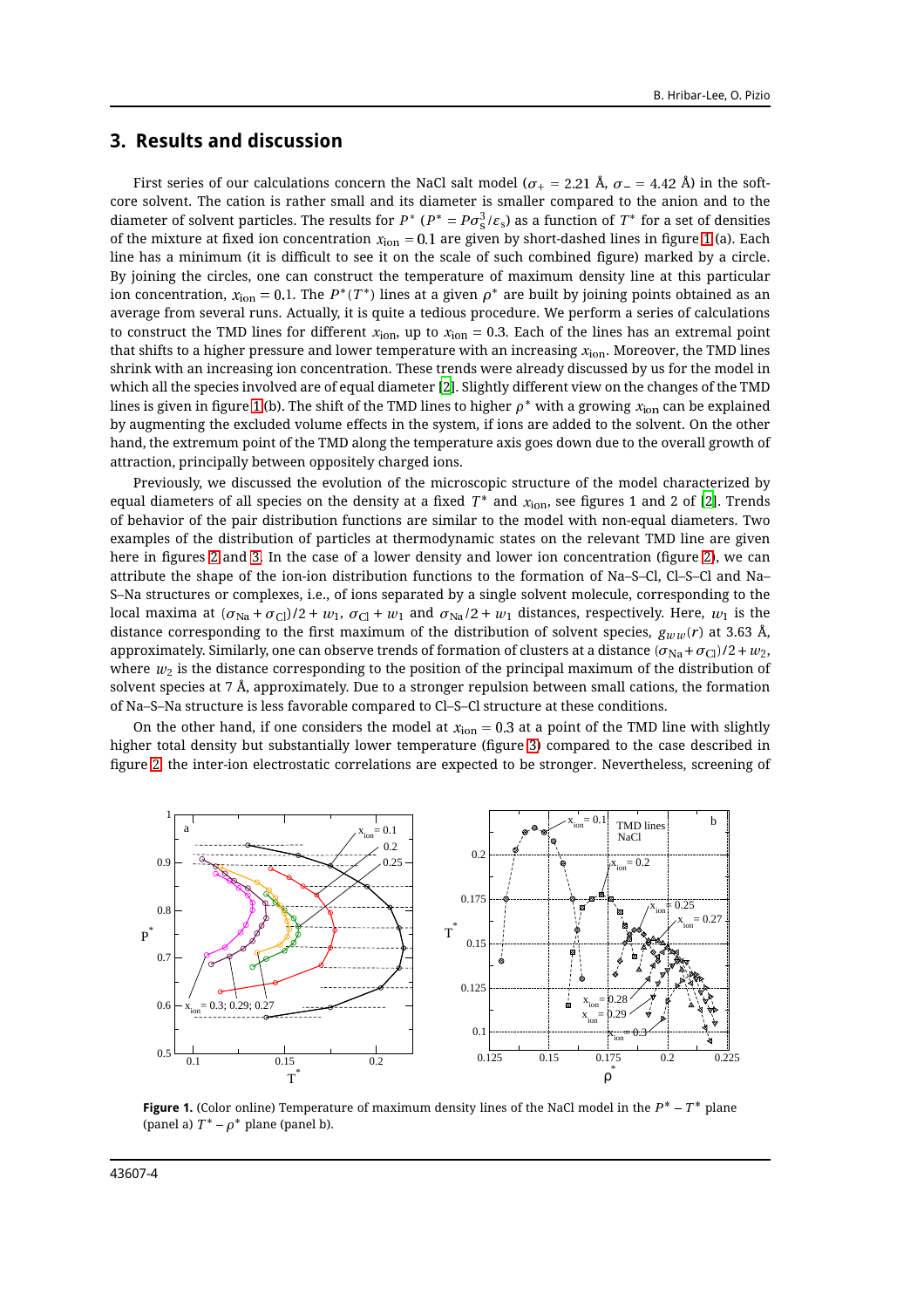## 3. Results and discussion

First series of our calculations concern the NaCl salt model ($\sigma_+ = 2.21$ Å, $\sigma_- = 4.42$ Å) in the soft-core solvent. The cation is rather small and its diameter is smaller compared to the anion and to the diameter of solvent particles. The results for $P^*$ ($P^* = P\sigma_s^3/\varepsilon_s$) as a function of $T^*$ for a set of densities of the mixture at fixed ion concentration $x_{\text{ion}} = 0.1$ are given by short-dashed lines in figure 1 (a). Each line has a minimum (it is difficult to see it on the scale of such combined figure) marked by a circle. By joining the circles, one can construct the temperature of maximum density line at this particular ion concentration, $x_{\text{ion}} = 0.1$. The $P^*(T^*)$ lines at a given $\rho^*$ are built by joining points obtained as an average from several runs. Actually, it is quite a tedious procedure. We perform a series of calculations to construct the TMD lines for different $x_{\text{ion}}$, up to $x_{\text{ion}} = 0.3$. Each of the lines has an extremal point that shifts to a higher pressure and lower temperature with an increasing $x_{\text{ion}}$. Moreover, the TMD lines shrink with an increasing ion concentration. These trends were already discussed by us for the model in which all the species involved are of equal diameter [2]. Slightly different view on the changes of the TMD lines is given in figure 1 (b). The shift of the TMD lines to higher $\rho^*$ with a growing $x_{\text{ion}}$ can be explained by augmenting the excluded volume effects in the system, if ions are added to the solvent. On the other hand, the extremum point of the TMD along the temperature axis goes down due to the overall growth of attraction, principally between oppositely charged ions.

Previously, we discussed the evolution of the microscopic structure of the model characterized by equal diameters of all species on the density at a fixed $T^*$ and $x_{\text{ion}}$, see figures 1 and 2 of [2]. Trends of behavior of the pair distribution functions are similar to the model with non-equal diameters. Two examples of the distribution of particles at thermodynamic states on the relevant TMD line are given here in figures 2 and 3. In the case of a lower density and lower ion concentration (figure 2), we can attribute the shape of the ion-ion distribution functions to the formation of Na–S–Cl, Cl–S–Cl and Na–S–Na structures or complexes, i.e., of ions separated by a single solvent molecule, corresponding to the local maxima at $(\sigma_{\text{Na}} + \sigma_{\text{Cl}})/2 + w_1$, $\sigma_{\text{Cl}} + w_1$ and $\sigma_{\text{Na}}/2 + w_1$ distances, respectively. Here, $w_1$ is the distance corresponding to the first maximum of the distribution of solvent species, $g_{ww}(r)$ at 3.63 Å, approximately. Similarly, one can observe trends of formation of clusters at a distance $(\sigma_{\text{Na}} + \sigma_{\text{Cl}})/2 + w_2$, where $w_2$ is the distance corresponding to the position of the principal maximum of the distribution of solvent species at 7 Å, approximately. Due to a stronger repulsion between small cations, the formation of Na–S–Na structure is less favorable compared to Cl–S–Cl structure at these conditions.

On the other hand, if one considers the model at $x_{\text{ion}} = 0.3$ at a point of the TMD line with slightly higher total density but substantially lower temperature (figure 3) compared to the case described in figure 2, the inter-ion electrostatic correlations are expected to be stronger. Nevertheless, screening of

**Figure 1.** (Color online) Temperature of maximum density lines of the NaCl model in the $P^* - T^*$ plane (panel a) $T^* - \rho^*$ plane (panel b).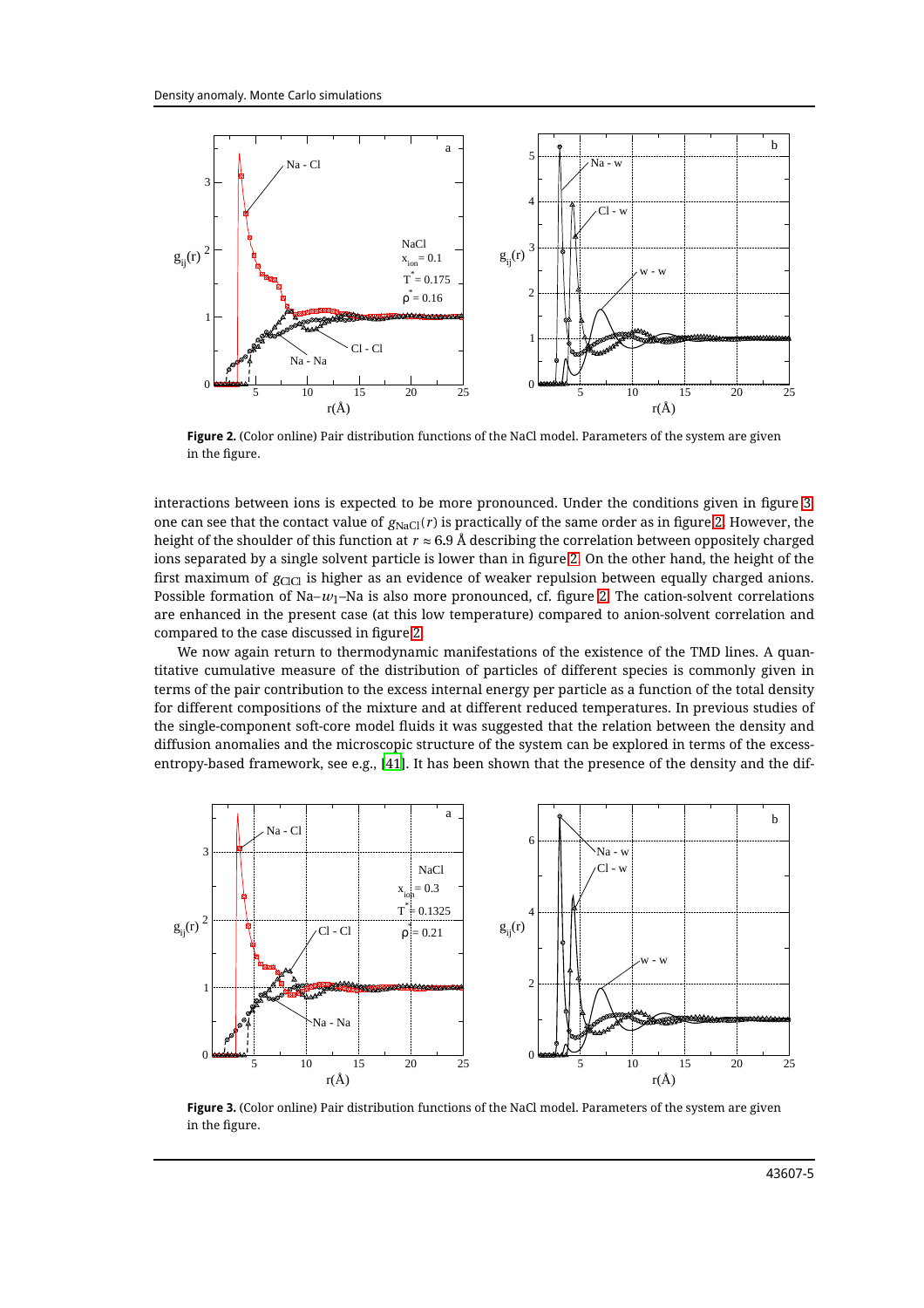**Figure 2.** (Color online) Pair distribution functions of the NaCl model. Parameters of the system are given in the figure.

interactions between ions is expected to be more pronounced. Under the conditions given in figure 3 one can see that the contact value of $g_{\text{NaCl}}(r)$ is practically of the same order as in figure 2. However, the height of the shoulder of this function at $r \approx 6.9$ Å describing the correlation between oppositely charged ions separated by a single solvent particle is lower than in figure 2. On the other hand, the height of the first maximum of $g_{\text{ClCl}}$ is higher as an evidence of weaker repulsion between equally charged anions. Possible formation of Na–$w_1$–Na is also more pronounced, cf. figure 2. The cation-solvent correlations are enhanced in the present case (at this low temperature) compared to anion-solvent correlation and compared to the case discussed in figure 2.

We now again return to thermodynamic manifestations of the existence of the TMD lines. A quantitative cumulative measure of the distribution of particles of different species is commonly given in terms of the pair contribution to the excess internal energy per particle as a function of the total density for different compositions of the mixture and at different reduced temperatures. In previous studies of the single-component soft-core model fluids it was suggested that the relation between the density and diffusion anomalies and the microscopic structure of the system can be explored in terms of the excess-entropy-based framework, see e.g., [41]. It has been shown that the presence of the density and the dif-

**Figure 3.** (Color online) Pair distribution functions of the NaCl model. Parameters of the system are given in the figure.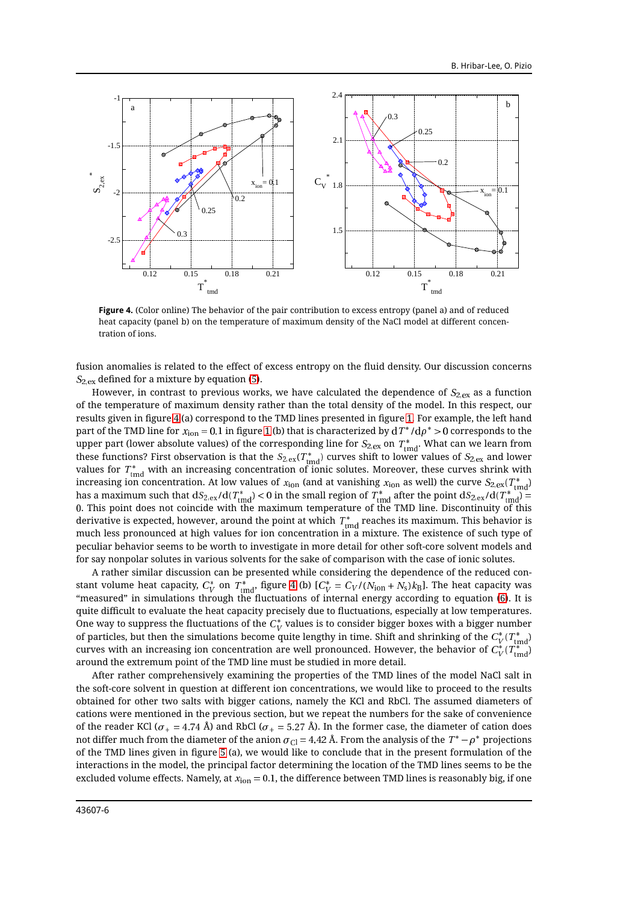**Figure 4.** (Color online) The behavior of the pair contribution to excess entropy (panel a) and of reduced heat capacity (panel b) on the temperature of maximum density of the NaCl model at different concentration of ions.

fusion anomalies is related to the effect of excess entropy on the fluid density. Our discussion concerns $S_{2,\mathrm{ex}}$ defined for a mixture by equation (5).

However, in contrast to previous works, we have calculated the dependence of $S_{2,\mathrm{ex}}$ as a function of the temperature of maximum density rather than the total density of the model. In this respect, our results given in figure 4 (a) correspond to the TMD lines presented in figure 1. For example, the left hand part of the TMD line for $x_{\mathrm{ion}} = 0.1$ in figure 1 (b) that is characterized by $\mathrm{d}T^*/\mathrm{d}\rho^* > 0$ corresponds to the upper part (lower absolute values) of the corresponding line for $S_{2,\mathrm{ex}}$ on $T^*_{\mathrm{tmd}}$. What can we learn from these functions? First observation is that the $S_{2,\mathrm{ex}}(T^*_{\mathrm{tmd}})$ curves shift to lower values of $S_{2,\mathrm{ex}}$ and lower values for $T^*_{\mathrm{tmd}}$ with an increasing concentration of ionic solutes. Moreover, these curves shrink with increasing ion concentration. At low values of $x_{\mathrm{ion}}$ (and at vanishing $x_{\mathrm{ion}}$ as well) the curve $S_{2,\mathrm{ex}}(T^*_{\mathrm{tmd}})$ has a maximum such that $\mathrm{d}S_{2,\mathrm{ex}}/\mathrm{d}(T^*_{\mathrm{tmd}}) < 0$ in the small region of $T^*_{\mathrm{tmd}}$ after the point $\mathrm{d}S_{2,\mathrm{ex}}/\mathrm{d}(T^*_{\mathrm{tmd}}) = 0$. This point does not coincide with the maximum temperature of the TMD line. Discontinuity of this derivative is expected, however, around the point at which $T^*_{\mathrm{tmd}}$ reaches its maximum. This behavior is much less pronounced at high values for ion concentration in a mixture. The existence of such type of peculiar behavior seems to be worth to investigate in more detail for other soft-core solvent models and for say nonpolar solutes in various solvents for the sake of comparison with the case of ionic solutes.

A rather similar discussion can be presented while considering the dependence of the reduced constant volume heat capacity, $C^*_V$ on $T^*_{\mathrm{tmd}}$, figure 4 (b) [$C^*_V = C_V/(N_{\mathrm{ion}} + N_{\mathrm{s}})k_{\mathrm{B}}$]. The heat capacity was “measured” in simulations through the fluctuations of internal energy according to equation (6). It is quite difficult to evaluate the heat capacity precisely due to fluctuations, especially at low temperatures. One way to suppress the fluctuations of the $C^*_V$ values is to consider bigger boxes with a bigger number of particles, but then the simulations become quite lengthy in time. Shift and shrinking of the $C^*_V(T^*_{\mathrm{tmd}})$ curves with an increasing ion concentration are well pronounced. However, the behavior of $C^*_V(T^*_{\mathrm{tmd}})$ around the extremum point of the TMD line must be studied in more detail.

After rather comprehensively examining the properties of the TMD lines of the model NaCl salt in the soft-core solvent in question at different ion concentrations, we would like to proceed to the results obtained for other two salts with bigger cations, namely the KCl and RbCl. The assumed diameters of cations were mentioned in the previous section, but we repeat the numbers for the sake of convenience of the reader KCl ($\sigma_+ = 4.74$ Å) and RbCl ($\sigma_+ = 5.27$ Å). In the former case, the diameter of cation does not differ much from the diameter of the anion $\sigma_{\mathrm{Cl}} = 4.42$ Å. From the analysis of the $T^* - \rho^*$ projections of the TMD lines given in figure 5 (a), we would like to conclude that in the present formulation of the interactions in the model, the principal factor determining the location of the TMD lines seems to be the excluded volume effects. Namely, at $x_{\mathrm{ion}} = 0.1$, the difference between TMD lines is reasonably big, if one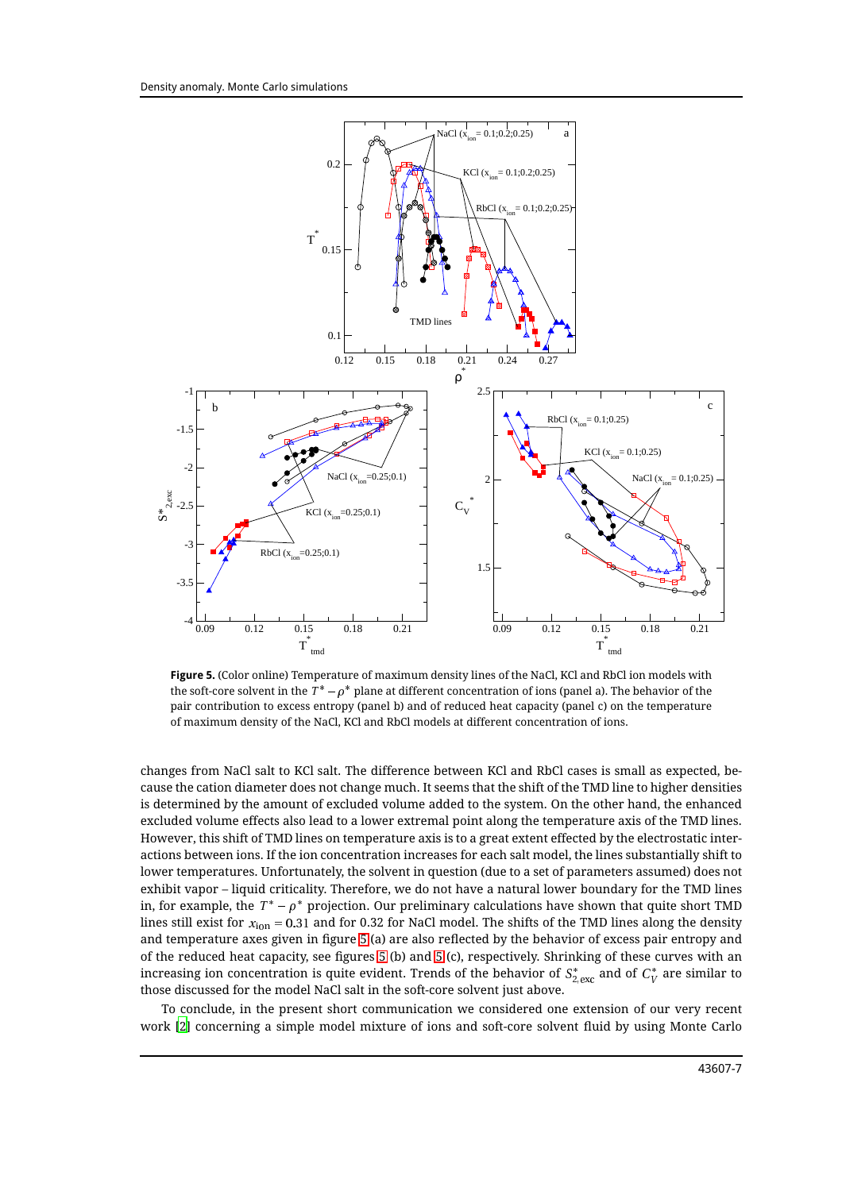**Figure 5.** (Color online) Temperature of maximum density lines of the NaCl, KCl and RbCl ion models with the soft-core solvent in the $T^* - \rho^*$ plane at different concentration of ions (panel a). The behavior of the pair contribution to excess entropy (panel b) and of reduced heat capacity (panel c) on the temperature of maximum density of the NaCl, KCl and RbCl models at different concentration of ions.

changes from NaCl salt to KCl salt. The difference between KCl and RbCl cases is small as expected, because the cation diameter does not change much. It seems that the shift of the TMD line to higher densities is determined by the amount of excluded volume added to the system. On the other hand, the enhanced excluded volume effects also lead to a lower extremal point along the temperature axis of the TMD lines. However, this shift of TMD lines on temperature axis is to a great extent effected by the electrostatic interactions between ions. If the ion concentration increases for each salt model, the lines substantially shift to lower temperatures. Unfortunately, the solvent in question (due to a set of parameters assumed) does not exhibit vapor – liquid criticality. Therefore, we do not have a natural lower boundary for the TMD lines in, for example, the $T^* - \rho^*$ projection. Our preliminary calculations have shown that quite short TMD lines still exist for $x_{\text{ion}} = 0.31$ and for 0.32 for NaCl model. The shifts of the TMD lines along the density and temperature axes given in figure 5 (a) are also reflected by the behavior of excess pair entropy and of the reduced heat capacity, see figures 5 (b) and 5 (c), respectively. Shrinking of these curves with an increasing ion concentration is quite evident. Trends of the behavior of $S^*_{2,\text{exc}}$ and of $C^*_V$ are similar to those discussed for the model NaCl salt in the soft-core solvent just above.

To conclude, in the present short communication we considered one extension of our very recent work [2] concerning a simple model mixture of ions and soft-core solvent fluid by using Monte Carlo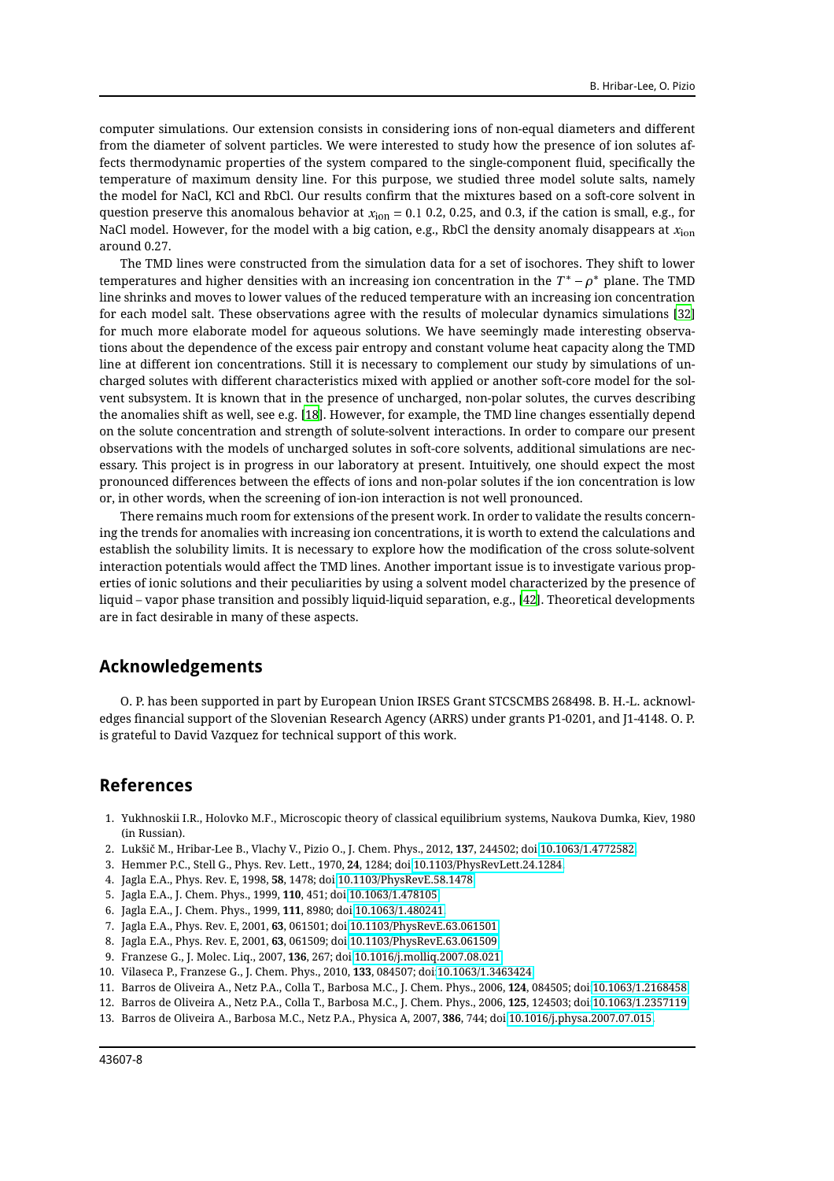computer simulations. Our extension consists in considering ions of non-equal diameters and different from the diameter of solvent particles. We were interested to study how the presence of ion solutes affects thermodynamic properties of the system compared to the single-component fluid, specifically the temperature of maximum density line. For this purpose, we studied three model solute salts, namely the model for NaCl, KCl and RbCl. Our results confirm that the mixtures based on a soft-core solvent in question preserve this anomalous behavior at $x_{\text{ion}} = 0.1$ 0.2, 0.25, and 0.3, if the cation is small, e.g., for NaCl model. However, for the model with a big cation, e.g., RbCl the density anomaly disappears at $x_{\text{ion}}$ around 0.27.

The TMD lines were constructed from the simulation data for a set of isochores. They shift to lower temperatures and higher densities with an increasing ion concentration in the $T^* - \rho^*$ plane. The TMD line shrinks and moves to lower values of the reduced temperature with an increasing ion concentration for each model salt. These observations agree with the results of molecular dynamics simulations [32] for much more elaborate model for aqueous solutions. We have seemingly made interesting observations about the dependence of the excess pair entropy and constant volume heat capacity along the TMD line at different ion concentrations. Still it is necessary to complement our study by simulations of uncharged solutes with different characteristics mixed with applied or another soft-core model for the solvent subsystem. It is known that in the presence of uncharged, non-polar solutes, the curves describing the anomalies shift as well, see e.g. [18]. However, for example, the TMD line changes essentially depend on the solute concentration and strength of solute-solvent interactions. In order to compare our present observations with the models of uncharged solutes in soft-core solvents, additional simulations are necessary. This project is in progress in our laboratory at present. Intuitively, one should expect the most pronounced differences between the effects of ions and non-polar solutes if the ion concentration is low or, in other words, when the screening of ion-ion interaction is not well pronounced.

There remains much room for extensions of the present work. In order to validate the results concerning the trends for anomalies with increasing ion concentrations, it is worth to extend the calculations and establish the solubility limits. It is necessary to explore how the modification of the cross solute-solvent interaction potentials would affect the TMD lines. Another important issue is to investigate various properties of ionic solutions and their peculiarities by using a solvent model characterized by the presence of liquid – vapor phase transition and possibly liquid-liquid separation, e.g., [42]. Theoretical developments are in fact desirable in many of these aspects.

## Acknowledgements

O. P. has been supported in part by European Union IRSES Grant STCSCMBS 268498. B. H.-L. acknowledges financial support of the Slovenian Research Agency (ARRS) under grants P1-0201, and J1-4148. O. P. is grateful to David Vazquez for technical support of this work.

## References

1. Yukhnoskii I.R., Holovko M.F., Microscopic theory of classical equilibrium systems, Naukova Dumka, Kiev, 1980 (in Russian).
2. Lukšič M., Hribar-Lee B., Vlachy V., Pizio O., J. Chem. Phys., 2012, **137**, 244502; doi:10.1063/1.4772582.
3. Hemmer P.C., Stell G., Phys. Rev. Lett., 1970, **24**, 1284; doi:10.1103/PhysRevLett.24.1284.
4. Jagla E.A., Phys. Rev. E, 1998, **58**, 1478; doi:10.1103/PhysRevE.58.1478.
5. Jagla E.A., J. Chem. Phys., 1999, **110**, 451; doi:10.1063/1.478105.
6. Jagla E.A., J. Chem. Phys., 1999, **111**, 8980; doi:10.1063/1.480241.
7. Jagla E.A., Phys. Rev. E, 2001, **63**, 061501; doi:10.1103/PhysRevE.63.061501.
8. Jagla E.A., Phys. Rev. E, 2001, **63**, 061509; doi:10.1103/PhysRevE.63.061509.
9. Franzese G., J. Molec. Liq., 2007, **136**, 267; doi:10.1016/j.molliq.2007.08.021.
10. Vilaseca P., Franzese G., J. Chem. Phys., 2010, **133**, 084507; doi:10.1063/1.3463424.
11. Barros de Oliveira A., Netz P.A., Colla T., Barbosa M.C., J. Chem. Phys., 2006, **124**, 084505; doi:10.1063/1.2168458.
12. Barros de Oliveira A., Netz P.A., Colla T., Barbosa M.C., J. Chem. Phys., 2006, **125**, 124503; doi:10.1063/1.2357119.
13. Barros de Oliveira A., Barbosa M.C., Netz P.A., Physica A, 2007, **386**, 744; doi:10.1016/j.physa.2007.07.015.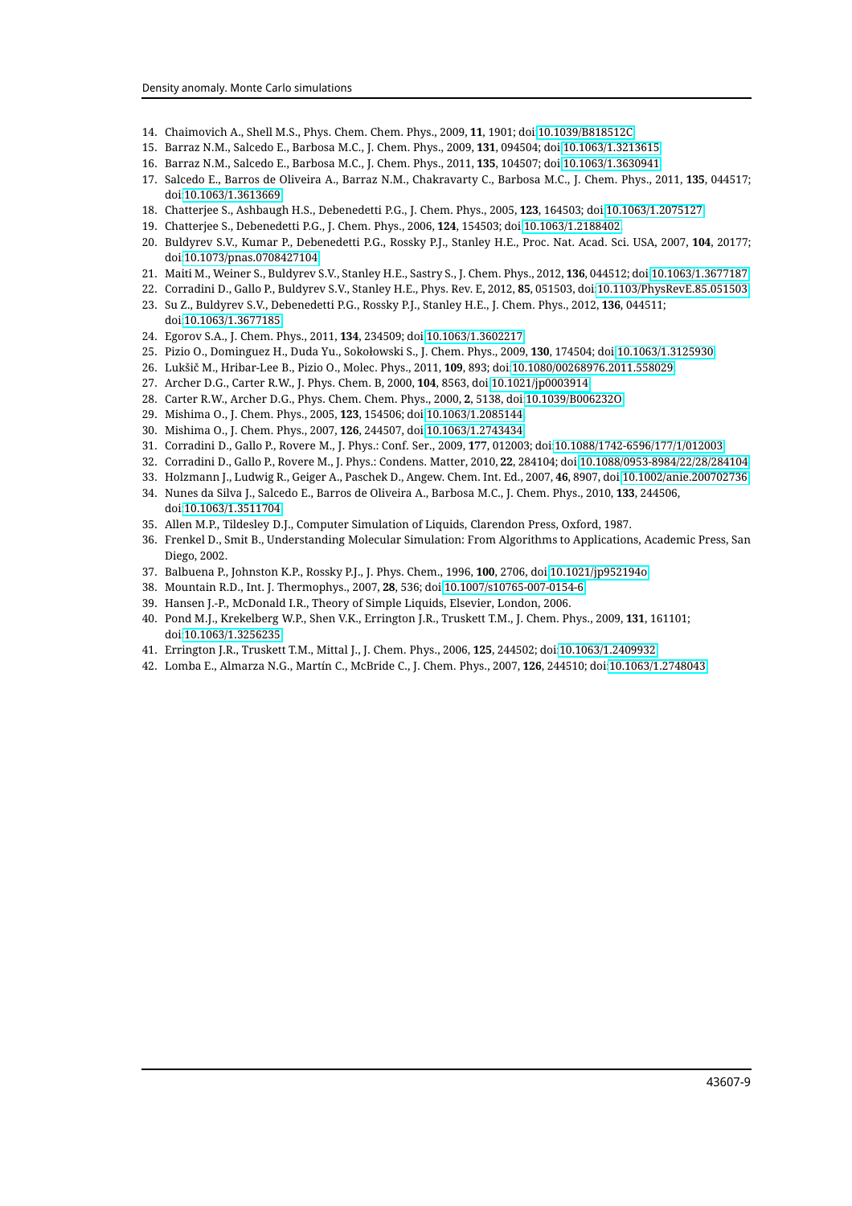14. Chaimovich A., Shell M.S., Phys. Chem. Chem. Phys., 2009, **11**, 1901; doi:10.1039/B818512C
15. Barraz N.M., Salcedo E., Barbosa M.C., J. Chem. Phys., 2009, **131**, 094504; doi:10.1063/1.3213615
16. Barraz N.M., Salcedo E., Barbosa M.C., J. Chem. Phys., 2011, **135**, 104507; doi:10.1063/1.3630941
17. Salcedo E., Barros de Oliveira A., Barraz N.M., Chakravarty C., Barbosa M.C., J. Chem. Phys., 2011, **135**, 044517; doi:10.1063/1.3613669
18. Chatterjee S., Ashbaugh H.S., Debenedetti P.G., J. Chem. Phys., 2005, **123**, 164503; doi:10.1063/1.2075127
19. Chatterjee S., Debenedetti P.G., J. Chem. Phys., 2006, **124**, 154503; doi:10.1063/1.2188402
20. Buldyrev S.V., Kumar P., Debenedetti P.G., Rossky P.J., Stanley H.E., Proc. Nat. Acad. Sci. USA, 2007, **104**, 20177; doi:10.1073/pnas.0708427104
21. Maiti M., Weiner S., Buldyrev S.V., Stanley H.E., Sastry S., J. Chem. Phys., 2012, **136**, 044512; doi:10.1063/1.3677187
22. Corradini D., Gallo P., Buldyrev S.V., Stanley H.E., Phys. Rev. E, 2012, **85**, 051503, doi:10.1103/PhysRevE.85.051503
23. Su Z., Buldyrev S.V., Debenedetti P.G., Rossky P.J., Stanley H.E., J. Chem. Phys., 2012, **136**, 044511; doi:10.1063/1.3677185
24. Egorov S.A., J. Chem. Phys., 2011, **134**, 234509; doi:10.1063/1.3602217
25. Pizio O., Dominguez H., Duda Yu., Sokołowski S., J. Chem. Phys., 2009, **130**, 174504; doi:10.1063/1.3125930
26. Lukšič M., Hribar-Lee B., Pizio O., Molec. Phys., 2011, **109**, 893; doi:10.1080/00268976.2011.558029
27. Archer D.G., Carter R.W., J. Phys. Chem. B, 2000, **104**, 8563, doi:10.1021/jp0003914
28. Carter R.W., Archer D.G., Phys. Chem. Chem. Phys., 2000, **2**, 5138, doi:10.1039/B006232O
29. Mishima O., J. Chem. Phys., 2005, **123**, 154506; doi:10.1063/1.2085144
30. Mishima O., J. Chem. Phys., 2007, **126**, 244507, doi:10.1063/1.2743434
31. Corradini D., Gallo P., Rovere M., J. Phys.: Conf. Ser., 2009, **177**, 012003; doi:10.1088/1742-6596/177/1/012003
32. Corradini D., Gallo P., Rovere M., J. Phys.: Condens. Matter, 2010, **22**, 284104; doi:10.1088/0953-8984/22/28/284104
33. Holzmann J., Ludwig R., Geiger A., Paschek D., Angew. Chem. Int. Ed., 2007, **46**, 8907, doi:10.1002/anie.200702736
34. Nunes da Silva J., Salcedo E., Barros de Oliveira A., Barbosa M.C., J. Chem. Phys., 2010, **133**, 244506, doi:10.1063/1.3511704
35. Allen M.P., Tildesley D.J., Computer Simulation of Liquids, Clarendon Press, Oxford, 1987.
36. Frenkel D., Smit B., Understanding Molecular Simulation: From Algorithms to Applications, Academic Press, San Diego, 2002.
37. Balbuena P., Johnston K.P., Rossky P.J., J. Phys. Chem., 1996, **100**, 2706, doi:10.1021/jp952194o
38. Mountain R.D., Int. J. Thermophys., 2007, **28**, 536; doi:10.1007/s10765-007-0154-6
39. Hansen J.-P., McDonald I.R., Theory of Simple Liquids, Elsevier, London, 2006.
40. Pond M.J., Krekelberg W.P., Shen V.K., Errington J.R., Truskett T.M., J. Chem. Phys., 2009, **131**, 161101; doi:10.1063/1.3256235
41. Errington J.R., Truskett T.M., Mittal J., J. Chem. Phys., 2006, **125**, 244502; doi:10.1063/1.2409932
42. Lomba E., Almarza N.G., Martín C., McBride C., J. Chem. Phys., 2007, **126**, 244510; doi:10.1063/1.2748043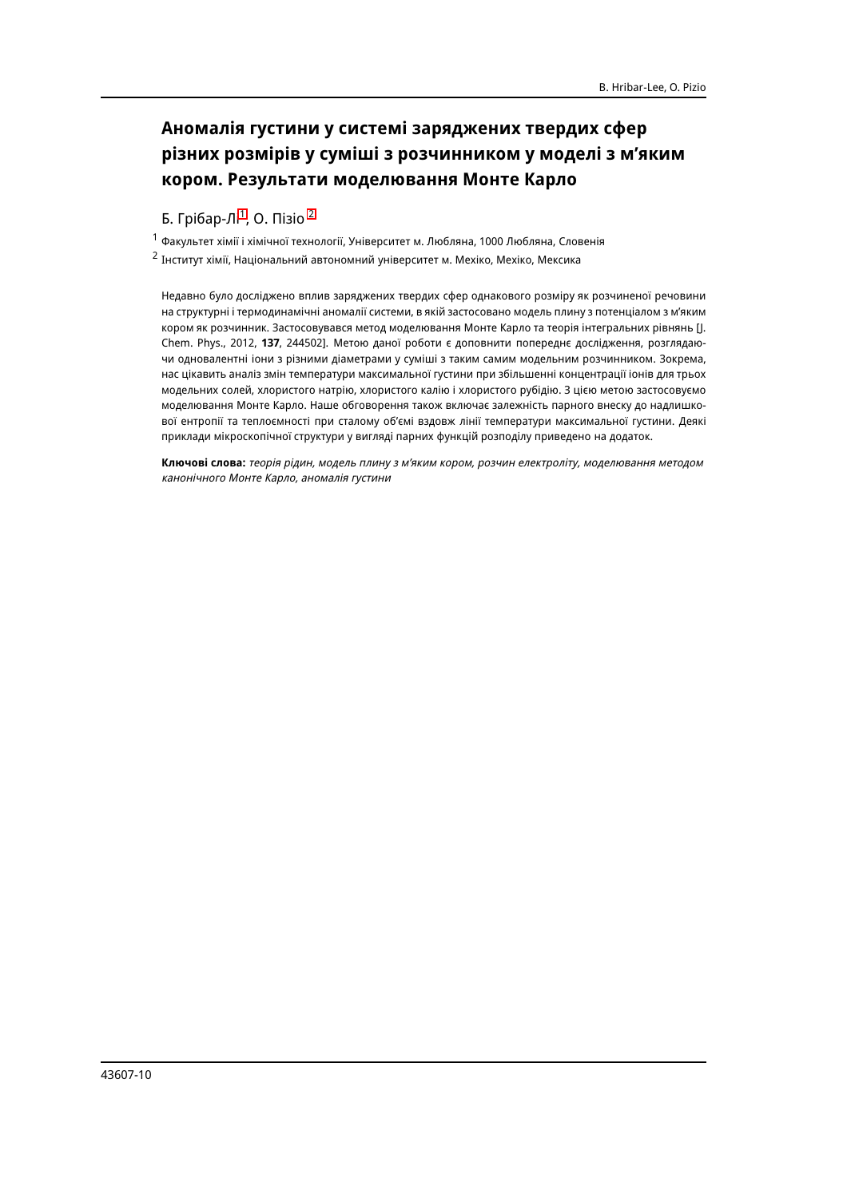# Аномалія густини у системі заряджених твердих сфер різних розмірів у суміші з розчинником у моделі з м'яким кором. Результати моделювання Монте Карло

Б. Грібар-Лі[1], О. Пізіо[2]

[1] Факультет хімії і хімічної технології, Університет м. Любляна, 1000 Любляна, Словенія

[2] Інститут хімії, Національний автономний університет м. Мехіко, Мехіко, Мексика

Недавно було досліджено вплив заряджених твердих сфер однакового розміру як розчиненої речовини на структурні і термодинамічні аномалії системи, в якій застосовано модель плину з потенціалом з м'яким кором як розчинник. Застосовувався метод моделювання Монте Карло та теорія інтегральних рівнянь [J. Chem. Phys., 2012, **137**, 244502]. Метою даної роботи є доповнити попереднє дослідження, розглядаючи одновалентні іони з різними діаметрами у суміші з таким самим модельним розчинником. Зокрема, нас цікавить аналіз змін температури максимальної густини при збільшенні концентрації іонів для трьох модельних солей, хлористого натрію, хлористого калію і хлористого рубідію. З цією метою застосовуємо моделювання Монте Карло. Наше обговорення також включає залежність парного внеску до надлишкової ентропії та теплоємності при сталому об'ємі вздовж лінії температури максимальної густини. Деякі приклади мікроскопічної структури у вигляді парних функцій розподілу приведено на додаток.

**Ключові слова:** *теорія рідин, модель плину з м'яким кором, розчин електроліту, моделювання методом канонічного Монте Карло, аномалія густини*